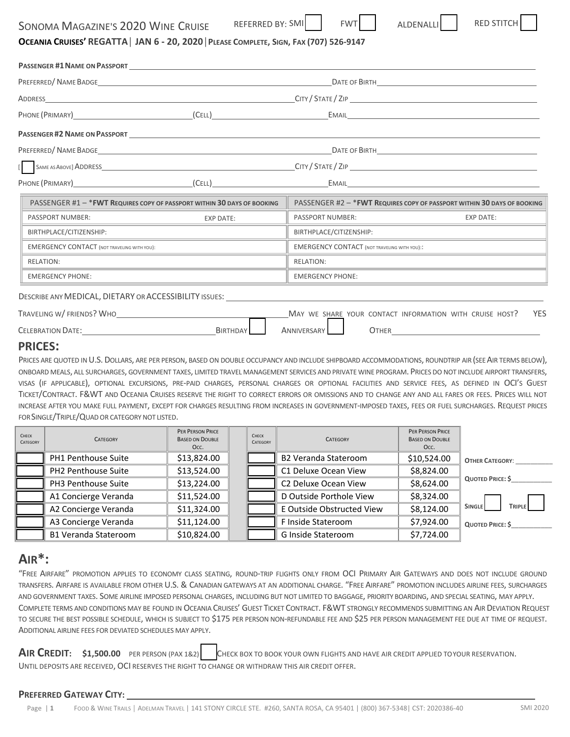# SONOMA MAGAZINE'S 2020 WINE CRUISE

REFERRED BY: SMI [ ] FWT [ ] ALDENALLI [ ] RED STITCH [ ]

**OCEANIA CRUISES' REGATTA | JAN 6 - 20, 2020 | PLEASE COMPLETE, SIGN, FAX (707) 526-9147**

**PASSENGER #1 NAME ON PASSPORT** ______________________________

PREFERRED/ NAME BADGE ______________________________ DATE OF BIRTH ______________________________

ADDRESS ______________________________ CITY / STATE / ZIP ______________________________

PHONE (PRIMARY) ______________ (CELL) ______________ EMAIL ______________________________

**PASSENGER #2 NAME ON PASSPORT** ______________________________

PREFERRED/ NAME BADGE ______________________________ DATE OF BIRTH ______________________________

[ [ ] SAME AS ABOVE] ADDRESS ______________________________ CITY / STATE / ZIP ______________________________

PHONE (PRIMARY) ______________ (CELL) ______________ EMAIL ______________________________

| PASSENGER #1 – ***FWT REQUIRES COPY OF PASSPORT WITHIN 30 DAYS OF BOOKING** | PASSENGER #2 – ***FWT REQUIRES COPY OF PASSPORT WITHIN 30 DAYS OF BOOKING** |
|---|---|
| PASSPORT NUMBER: EXP DATE: | PASSPORT NUMBER: EXP DATE: |
| BIRTHPLACE/CITIZENSHIP: | BIRTHPLACE/CITIZENSHIP: |
| EMERGENCY CONTACT (NOT TRAVELING WITH YOU): | EMERGENCY CONTACT (NOT TRAVELING WITH YOU):: |
| RELATION: | RELATION: |
| EMERGENCY PHONE: | EMERGENCY PHONE: |

DESCRIBE ANY MEDICAL, DIETARY OR ACCESSIBILITY ISSUES: ______________________________

TRAVELING W/ FRIENDS? WHO ______________________________ MAY WE SHARE YOUR CONTACT INFORMATION WITH CRUISE HOST? YES

CELEBRATION DATE: ______________ BIRTHDAY [ ] ANNIVERSARY [ ] OTHER ______________

## PRICES:

PRICES ARE QUOTED IN U.S. DOLLARS, ARE PER PERSON, BASED ON DOUBLE OCCUPANCY AND INCLUDE SHIPBOARD ACCOMMODATIONS, ROUNDTRIP AIR (SEE AIR TERMS BELOW), ONBOARD MEALS, ALL SURCHARGES, GOVERNMENT TAXES, LIMITED TRAVEL MANAGEMENT SERVICES AND PRIVATE WINE PROGRAM. PRICES DO NOT INCLUDE AIRPORT TRANSFERS, VISAS (IF APPLICABLE), OPTIONAL EXCURSIONS, PRE-PAID CHARGES, PERSONAL CHARGES OR OPTIONAL FACILITIES AND SERVICE FEES, AS DEFINED IN OCI'S GUEST TICKET/CONTRACT. F&WT AND OCEANIA CRUISES RESERVE THE RIGHT TO CORRECT ERRORS OR OMISSIONS AND TO CHANGE ANY AND ALL FARES OR FEES. PRICES WILL NOT INCREASE AFTER YOU MAKE FULL PAYMENT, EXCEPT FOR CHARGES RESULTING FROM INCREASES IN GOVERNMENT-IMPOSED TAXES, FEES OR FUEL SURCHARGES. REQUEST PRICES FOR SINGLE/TRIPLE/QUAD OR CATEGORY NOT LISTED.

| CHECK CATEGORY | CATEGORY | PER PERSON PRICE BASED ON DOUBLE OCC. | CHECK CATEGORY | CATEGORY | PER PERSON PRICE BASED ON DOUBLE OCC. |
|---|---|---|---|---|---|
| [ ] | PH1 Penthouse Suite | $13,824.00 | [ ] | B2 Veranda Stateroom | $10,524.00 |
| [ ] | PH2 Penthouse Suite | $13,524.00 | [ ] | C1 Deluxe Ocean View | $8,824.00 |
| [ ] | PH3 Penthouse Suite | $13,224.00 | [ ] | C2 Deluxe Ocean View | $8,624.00 |
| [ ] | A1 Concierge Veranda | $11,524.00 | [ ] | D Outside Porthole View | $8,324.00 |
| [ ] | A2 Concierge Veranda | $11,324.00 | [ ] | E Outside Obstructed View | $8,124.00 |
| [ ] | A3 Concierge Veranda | $11,124.00 | [ ] | F Inside Stateroom | $7,924.00 |
| [ ] | B1 Veranda Stateroom | $10,824.00 | [ ] | G Inside Stateroom | $7,724.00 |

**OTHER CATEGORY**: __________

**QUOTED PRICE: $**__________

**SINGLE** [ ] **TRIPLE** [ ]

**QUOTED PRICE: $**__________

## AIR*:

"FREE AIRFARE" PROMOTION APPLIES TO ECONOMY CLASS SEATING, ROUND-TRIP FLIGHTS ONLY FROM OCI PRIMARY AIR GATEWAYS AND DOES NOT INCLUDE GROUND TRANSFERS. AIRFARE IS AVAILABLE FROM OTHER U.S. & CANADIAN GATEWAYS AT AN ADDITIONAL CHARGE. "FREE AIRFARE" PROMOTION INCLUDES AIRLINE FEES, SURCHARGES AND GOVERNMENT TAXES. SOME AIRLINE IMPOSED PERSONAL CHARGES, INCLUDING BUT NOT LIMITED TO BAGGAGE, PRIORITY BOARDING, AND SPECIAL SEATING, MAY APPLY. COMPLETE TERMS AND CONDITIONS MAY BE FOUND IN OCEANIA CRUISES' GUEST TICKET CONTRACT. F&WT STRONGLY RECOMMENDS SUBMITTING AN AIR DEVIATION REQUEST TO SECURE THE BEST POSSIBLE SCHEDULE, WHICH IS SUBJECT TO $175 PER PERSON NON-REFUNDABLE FEE AND $25 PER PERSON MANAGEMENT FEE DUE AT TIME OF REQUEST. ADDITIONAL AIRLINE FEES FOR DEVIATED SCHEDULES MAY APPLY.

**AIR CREDIT: $1,500.00** PER PERSON (PAX 1&2) [ ] CHECK BOX TO BOOK YOUR OWN FLIGHTS AND HAVE AIR CREDIT APPLIED TO YOUR RESERVATION. UNTIL DEPOSITS ARE RECEIVED, OCI RESERVES THE RIGHT TO CHANGE OR WITHDRAW THIS AIR CREDIT OFFER.

**PREFERRED GATEWAY CITY:** ______________________________

FOOD & WINE TRAILS | ADELMAN TRAVEL | 141 STONY CIRCLE STE. #260, SANTA ROSA, CA 95401 | (800) 367-5348 | CST: 2020386-40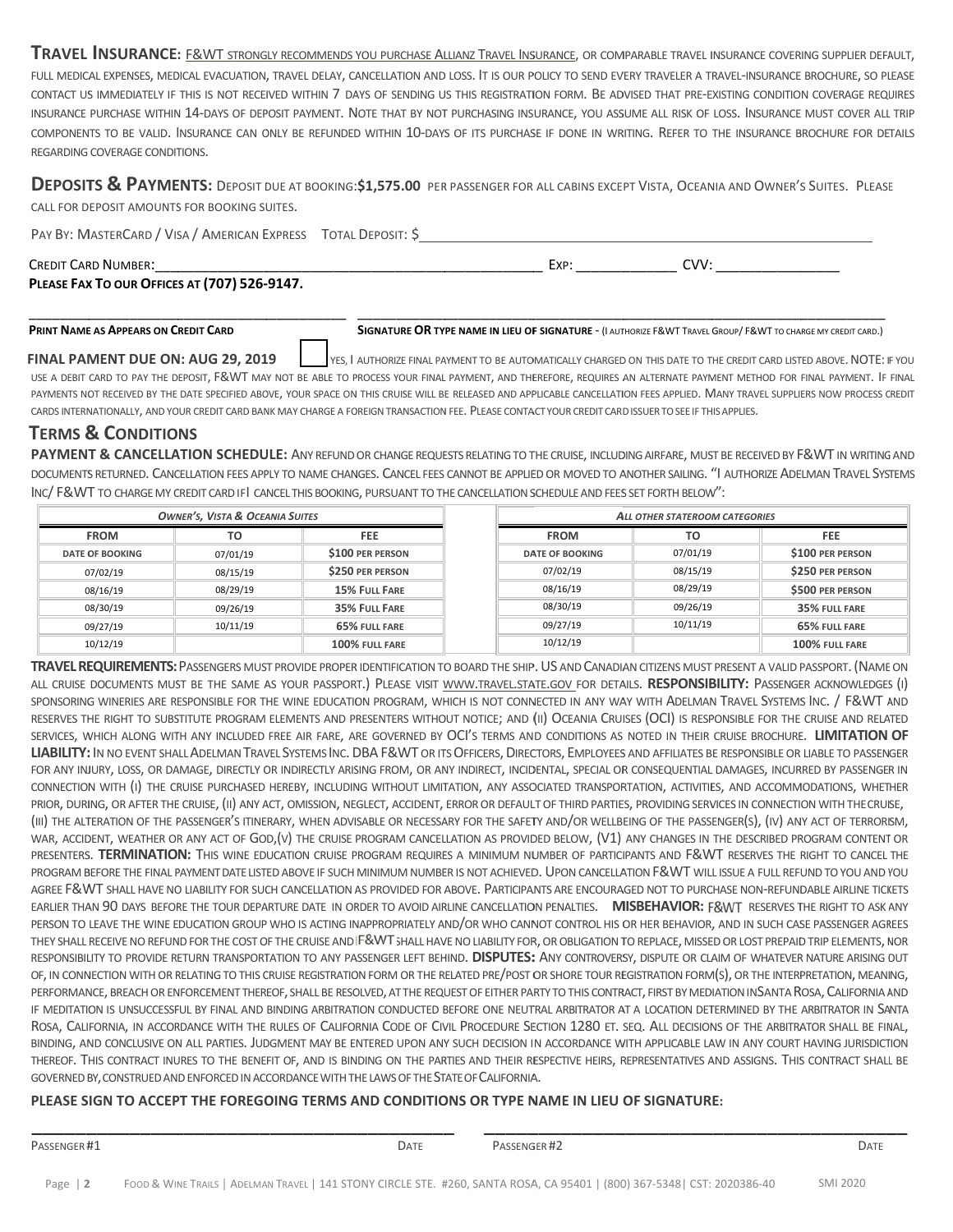**TRAVEL INSURANCE:** F&WT STRONGLY RECOMMENDS YOU PURCHASE ALLIANZ TRAVEL INSURANCE, OR COMPARABLE TRAVEL INSURANCE COVERING SUPPLIER DEFAULT, FULL MEDICAL EXPENSES, MEDICAL EVACUATION, TRAVEL DELAY, CANCELLATION AND LOSS. IT IS OUR POLICY TO SEND EVERY TRAVELER A TRAVEL-INSURANCE BROCHURE, SO PLEASE CONTACT US IMMEDIATELY IF THIS IS NOT RECEIVED WITHIN 7 DAYS OF SENDING US THIS REGISTRATION FORM. BE ADVISED THAT PRE-EXISTING CONDITION COVERAGE REQUIRES INSURANCE PURCHASE WITHIN 14-DAYS OF DEPOSIT PAYMENT. NOTE THAT BY NOT PURCHASING INSURANCE, YOU ASSUME ALL RISK OF LOSS. INSURANCE MUST COVER ALL TRIP COMPONENTS TO BE VALID. INSURANCE CAN ONLY BE REFUNDED WITHIN 10-DAYS OF ITS PURCHASE IF DONE IN WRITING. REFER TO THE INSURANCE BROCHURE FOR DETAILS REGARDING COVERAGE CONDITIONS.

**DEPOSITS & PAYMENTS:** DEPOSIT DUE AT BOOKING:**$1,575.00** PER PASSENGER FOR ALL CABINS EXCEPT VISTA, OCEANIA AND OWNER'S SUITES. PLEASE CALL FOR DEPOSIT AMOUNTS FOR BOOKING SUITES.

PAY BY: MASTERCARD / VISA / AMERICAN EXPRESS TOTAL DEPOSIT: $______________________________

CREDIT CARD NUMBER:______________________________ EXP: ____________ CVV: ______________

**PLEASE FAX TO OUR OFFICES AT (707) 526-9147.**

______________________________ ______________________________

**PRINT NAME AS APPEARS ON CREDIT CARD** **SIGNATURE OR TYPE NAME IN LIEU OF SIGNATURE** - (I AUTHORIZE F&WT TRAVEL GROUP/ F&WT TO CHARGE MY CREDIT CARD.)

**FINAL PAMENT DUE ON: AUG 29, 2019** ☐ YES, I AUTHORIZE FINAL PAYMENT TO BE AUTOMATICALLY CHARGED ON THIS DATE TO THE CREDIT CARD LISTED ABOVE. NOTE: IF YOU USE A DEBIT CARD TO PAY THE DEPOSIT, F&WT MAY NOT BE ABLE TO PROCESS YOUR FINAL PAYMENT, AND THEREFORE, REQUIRES AN ALTERNATE PAYMENT METHOD FOR FINAL PAYMENT. IF FINAL PAYMENTS NOT RECEIVED BY THE DATE SPECIFIED ABOVE, YOUR SPACE ON THIS CRUISE WILL BE RELEASED AND APPLICABLE CANCELLATION FEES APPLIED. MANY TRAVEL SUPPLIERS NOW PROCESS CREDIT CARDS INTERNATIONALLY, AND YOUR CREDIT CARD BANK MAY CHARGE A FOREIGN TRANSACTION FEE. PLEASE CONTACT YOUR CREDIT CARD ISSUER TO SEE IF THIS APPLIES.

## TERMS & CONDITIONS

**PAYMENT & CANCELLATION SCHEDULE:** ANY REFUND OR CHANGE REQUESTS RELATING TO THE CRUISE, INCLUDING AIRFARE, MUST BE RECEIVED BY F&WT IN WRITING AND DOCUMENTS RETURNED. CANCELLATION FEES APPLY TO NAME CHANGES. CANCEL FEES CANNOT BE APPLIED OR MOVED TO ANOTHER SAILING. "I AUTHORIZE ADELMAN TRAVEL SYSTEMS INC/ F&WT TO CHARGE MY CREDIT CARD IF I CANCEL THIS BOOKING, PURSUANT TO THE CANCELLATION SCHEDULE AND FEES SET FORTH BELOW":

| *OWNER'S, VISTA & OCEANIA SUITES* | | |
|---|---|---|
| **FROM** | **TO** | **FEE** |
| DATE OF BOOKING | 07/01/19 | $100 PER PERSON |
| 07/02/19 | 08/15/19 | $250 PER PERSON |
| 08/16/19 | 08/29/19 | 15% FULL FARE |
| 08/30/19 | 09/26/19 | 35% FULL FARE |
| 09/27/19 | 10/11/19 | 65% FULL FARE |
| 10/12/19 | | 100% FULL FARE |

| *ALL OTHER STATEROOM CATEGORIES* | | |
|---|---|---|
| **FROM** | **TO** | **FEE** |
| DATE OF BOOKING | 07/01/19 | $100 PER PERSON |
| 07/02/19 | 08/15/19 | $250 PER PERSON |
| 08/16/19 | 08/29/19 | $500 PER PERSON |
| 08/30/19 | 09/26/19 | 35% FULL FARE |
| 09/27/19 | 10/11/19 | 65% FULL FARE |
| 10/12/19 | | 100% FULL FARE |

**TRAVEL REQUIREMENTS:** PASSENGERS MUST PROVIDE PROPER IDENTIFICATION TO BOARD THE SHIP. US AND CANADIAN CITIZENS MUST PRESENT A VALID PASSPORT. (NAME ON ALL CRUISE DOCUMENTS MUST BE THE SAME AS YOUR PASSPORT.) PLEASE VISIT WWW.TRAVEL.STATE.GOV FOR DETAILS. **RESPONSIBILITY:** PASSENGER ACKNOWLEDGES (I) SPONSORING WINERIES ARE RESPONSIBLE FOR THE WINE EDUCATION PROGRAM, WHICH IS NOT CONNECTED IN ANY WAY WITH ADELMAN TRAVEL SYSTEMS INC. / F&WT AND RESERVES THE RIGHT TO SUBSTITUTE PROGRAM ELEMENTS AND PRESENTERS WITHOUT NOTICE; AND (II) OCEANIA CRUISES (OCI) IS RESPONSIBLE FOR THE CRUISE AND RELATED SERVICES, WHICH ALONG WITH ANY INCLUDED FREE AIR FARE, ARE GOVERNED BY OCI'S TERMS AND CONDITIONS AS NOTED IN THEIR CRUISE BROCHURE. **LIMITATION OF LIABILITY:** IN NO EVENT SHALL ADELMAN TRAVEL SYSTEMS INC. DBA F&WT OR ITS OFFICERS, DIRECTORS, EMPLOYEES AND AFFILIATES BE RESPONSIBLE OR LIABLE TO PASSENGER FOR ANY INJURY, LOSS, OR DAMAGE, DIRECTLY OR INDIRECTLY ARISING FROM, OR ANY INDIRECT, INCIDENTAL, SPECIAL OR CONSEQUENTIAL DAMAGES, INCURRED BY PASSENGER IN CONNECTION WITH (I) THE CRUISE PURCHASED HEREBY, INCLUDING WITHOUT LIMITATION, ANY ASSOCIATED TRANSPORTATION, ACTIVITIES, AND ACCOMMODATIONS, WHETHER PRIOR, DURING, OR AFTER THE CRUISE, (II) ANY ACT, OMISSION, NEGLECT, ACCIDENT, ERROR OR DEFAULT OF THIRD PARTIES, PROVIDING SERVICES IN CONNECTION WITH THE CRUISE, (III) THE ALTERATION OF THE PASSENGER'S ITINERARY, WHEN ADVISABLE OR NECESSARY FOR THE SAFETY AND/OR WELLBEING OF THE PASSENGER(S), (IV) ANY ACT OF TERRORISM, WAR, ACCIDENT, WEATHER OR ANY ACT OF GOD,(V) THE CRUISE PROGRAM CANCELLATION AS PROVIDED BELOW, (V1) ANY CHANGES IN THE DESCRIBED PROGRAM CONTENT OR PRESENTERS. **TERMINATION:** THIS WINE EDUCATION CRUISE PROGRAM REQUIRES A MINIMUM NUMBER OF PARTICIPANTS AND F&WT RESERVES THE RIGHT TO CANCEL THE PROGRAM BEFORE THE FINAL PAYMENT DATE LISTED ABOVE IF SUCH MINIMUM NUMBER IS NOT ACHIEVED. UPON CANCELLATION F&WT WILL ISSUE A FULL REFUND TO YOU AND YOU AGREE F&WT SHALL HAVE NO LIABILITY FOR SUCH CANCELLATION AS PROVIDED FOR ABOVE. PARTICIPANTS ARE ENCOURAGED NOT TO PURCHASE NON-REFUNDABLE AIRLINE TICKETS EARLIER THAN 90 DAYS BEFORE THE TOUR DEPARTURE DATE IN ORDER TO AVOID AIRLINE CANCELLATION PENALTIES. **MISBEHAVIOR:** F&WT RESERVES THE RIGHT TO ASK ANY PERSON TO LEAVE THE WINE EDUCATION GROUP WHO IS ACTING INAPPROPRIATELY AND/OR WHO CANNOT CONTROL HIS OR HER BEHAVIOR, AND IN SUCH CASE PASSENGER AGREES THEY SHALL RECEIVE NO REFUND FOR THE COST OF THE CRUISE AND F&WT SHALL HAVE NO LIABILITY FOR, OR OBLIGATION TO REPLACE, MISSED OR LOST PREPAID TRIP ELEMENTS, NOR RESPONSIBILITY TO PROVIDE RETURN TRANSPORTATION TO ANY PASSENGER LEFT BEHIND. **DISPUTES:** ANY CONTROVERSY, DISPUTE OR CLAIM OF WHATEVER NATURE ARISING OUT OF, IN CONNECTION WITH OR RELATING TO THIS CRUISE REGISTRATION FORM OR THE RELATED PRE/POST OR SHORE TOUR REGISTRATION FORM(S), OR THE INTERPRETATION, MEANING, PERFORMANCE, BREACH OR ENFORCEMENT THEREOF, SHALL BE RESOLVED, AT THE REQUEST OF EITHER PARTY TO THIS CONTRACT, FIRST BY MEDIATION IN SANTA ROSA, CALIFORNIA AND IF MEDITATION IS UNSUCCESSFUL BY FINAL AND BINDING ARBITRATION CONDUCTED BEFORE ONE NEUTRAL ARBITRATOR AT A LOCATION DETERMINED BY THE ARBITRATOR IN SANTA ROSA, CALIFORNIA, IN ACCORDANCE WITH THE RULES OF CALIFORNIA CODE OF CIVIL PROCEDURE SECTION 1280 ET. SEQ. ALL DECISIONS OF THE ARBITRATOR SHALL BE FINAL, BINDING, AND CONCLUSIVE ON ALL PARTIES. JUDGMENT MAY BE ENTERED UPON ANY SUCH DECISION IN ACCORDANCE WITH APPLICABLE LAW IN ANY COURT HAVING JURISDICTION THEREOF. THIS CONTRACT INURES TO THE BENEFIT OF, AND IS BINDING ON THE PARTIES AND THEIR RESPECTIVE HEIRS, REPRESENTATIVES AND ASSIGNS. THIS CONTRACT SHALL BE GOVERNED BY, CONSTRUED AND ENFORCED IN ACCORDANCE WITH THE LAWS OF THE STATE OF CALIFORNIA.

**PLEASE SIGN TO ACCEPT THE FOREGOING TERMS AND CONDITIONS OR TYPE NAME IN LIEU OF SIGNATURE:**

______________________________ ______________________________

PASSENGER #1 DATE PASSENGER #2 DATE

FOOD & WINE TRAILS | ADELMAN TRAVEL | 141 STONY CIRCLE STE. #260, SANTA ROSA, CA 95401 | (800) 367-5348| CST: 2020386-40 SMI 2020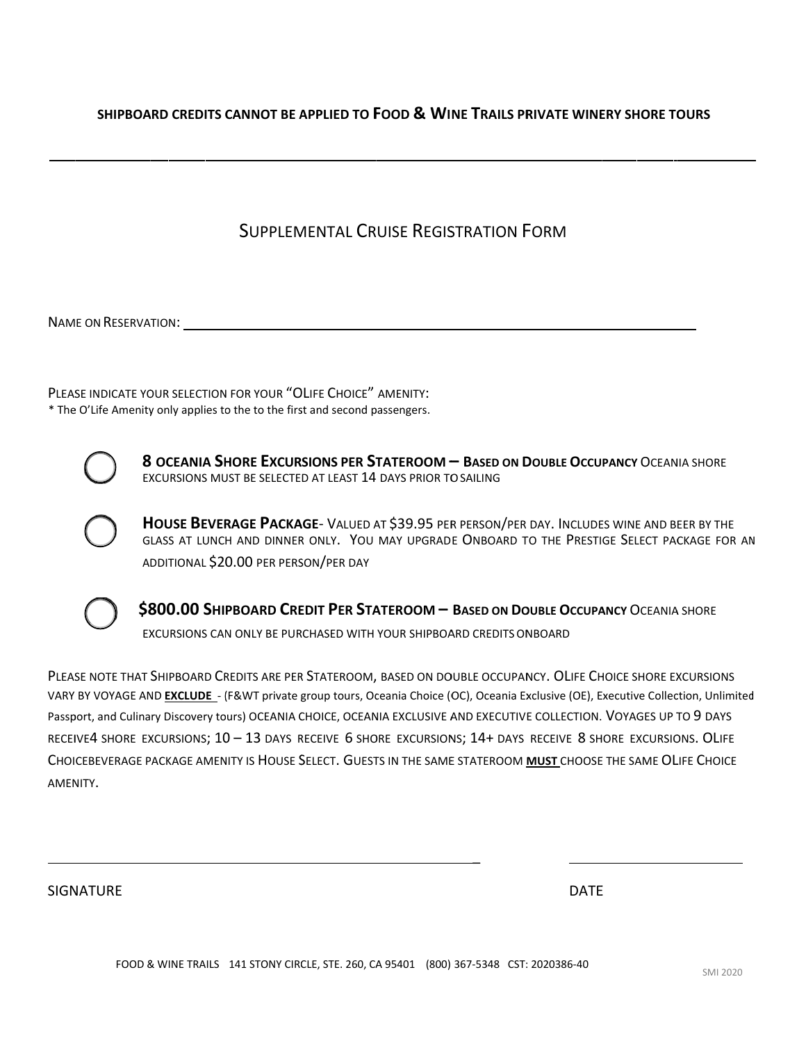**SHIPBOARD CREDITS CANNOT BE APPLIED TO FOOD & WINE TRAILS PRIVATE WINERY SHORE TOURS**

---

# SUPPLEMENTAL CRUISE REGISTRATION FORM

NAME ON RESERVATION: ____________________________________________

PLEASE INDICATE YOUR SELECTION FOR YOUR "OLIFE CHOICE" AMENITY:

\* The O'Life Amenity only applies to the to the first and second passengers.

◯ **8 OCEANIA SHORE EXCURSIONS PER STATEROOM – BASED ON DOUBLE OCCUPANCY** OCEANIA SHORE EXCURSIONS MUST BE SELECTED AT LEAST 14 DAYS PRIOR TO SAILING

◯ **HOUSE BEVERAGE PACKAGE**- VALUED AT $39.95 PER PERSON/PER DAY. INCLUDES WINE AND BEER BY THE GLASS AT LUNCH AND DINNER ONLY. YOU MAY UPGRADE ONBOARD TO THE PRESTIGE SELECT PACKAGE FOR AN ADDITIONAL $20.00 PER PERSON/PER DAY

◯ **$800.00 SHIPBOARD CREDIT PER STATEROOM – BASED ON DOUBLE OCCUPANCY** OCEANIA SHORE EXCURSIONS CAN ONLY BE PURCHASED WITH YOUR SHIPBOARD CREDITS ONBOARD

PLEASE NOTE THAT SHIPBOARD CREDITS ARE PER STATEROOM, BASED ON DOUBLE OCCUPANCY. OLIFE CHOICE SHORE EXCURSIONS VARY BY VOYAGE AND **EXCLUDE** - (F&WT private group tours, Oceania Choice (OC), Oceania Exclusive (OE), Executive Collection, Unlimited Passport, and Culinary Discovery tours) OCEANIA CHOICE, OCEANIA EXCLUSIVE AND EXECUTIVE COLLECTION. VOYAGES UP TO 9 DAYS RECEIVE4 SHORE EXCURSIONS; 10 – 13 DAYS RECEIVE 6 SHORE EXCURSIONS; 14+ DAYS RECEIVE 8 SHORE EXCURSIONS. OLIFE CHOICEBEVERAGE PACKAGE AMENITY IS HOUSE SELECT. GUESTS IN THE SAME STATEROOM **MUST** CHOOSE THE SAME OLIFE CHOICE AMENITY.

____________________________________________ ____________________

SIGNATURE DATE

FOOD & WINE TRAILS 141 STONY CIRCLE, STE. 260, CA 95401 (800) 367-5348 CST: 2020386-40

SMI 2020